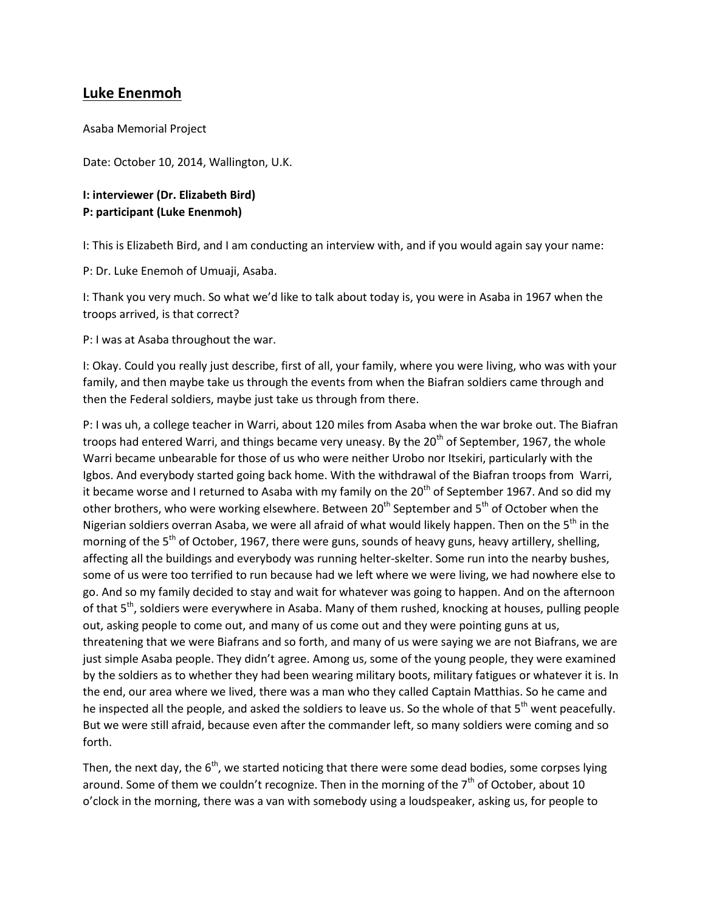## Luke Enenmoh

Asaba Memorial Project

Date: October 10, 2014, Wallington, U.K.

**I: interviewer (Dr. Elizabeth Bird)**
**P: participant (Luke Enenmoh)**

I: This is Elizabeth Bird, and I am conducting an interview with, and if you would again say your name:

P: Dr. Luke Enemoh of Umuaji, Asaba.

I: Thank you very much. So what we'd like to talk about today is, you were in Asaba in 1967 when the troops arrived, is that correct?

P: I was at Asaba throughout the war.

I: Okay. Could you really just describe, first of all, your family, where you were living, who was with your family, and then maybe take us through the events from when the Biafran soldiers came through and then the Federal soldiers, maybe just take us through from there.

P: I was uh, a college teacher in Warri, about 120 miles from Asaba when the war broke out. The Biafran troops had entered Warri, and things became very uneasy. By the 20th of September, 1967, the whole Warri became unbearable for those of us who were neither Urobo nor Itsekiri, particularly with the Igbos. And everybody started going back home. With the withdrawal of the Biafran troops from Warri, it became worse and I returned to Asaba with my family on the 20th of September 1967. And so did my other brothers, who were working elsewhere. Between 20th September and 5th of October when the Nigerian soldiers overran Asaba, we were all afraid of what would likely happen. Then on the 5th in the morning of the 5th of October, 1967, there were guns, sounds of heavy guns, heavy artillery, shelling, affecting all the buildings and everybody was running helter-skelter. Some run into the nearby bushes, some of us were too terrified to run because had we left where we were living, we had nowhere else to go. And so my family decided to stay and wait for whatever was going to happen. And on the afternoon of that 5th, soldiers were everywhere in Asaba. Many of them rushed, knocking at houses, pulling people out, asking people to come out, and many of us come out and they were pointing guns at us, threatening that we were Biafrans and so forth, and many of us were saying we are not Biafrans, we are just simple Asaba people. They didn't agree. Among us, some of the young people, they were examined by the soldiers as to whether they had been wearing military boots, military fatigues or whatever it is. In the end, our area where we lived, there was a man who they called Captain Matthias. So he came and he inspected all the people, and asked the soldiers to leave us. So the whole of that 5th went peacefully. But we were still afraid, because even after the commander left, so many soldiers were coming and so forth.

Then, the next day, the 6th, we started noticing that there were some dead bodies, some corpses lying around. Some of them we couldn't recognize. Then in the morning of the 7th of October, about 10 o'clock in the morning, there was a van with somebody using a loudspeaker, asking us, for people to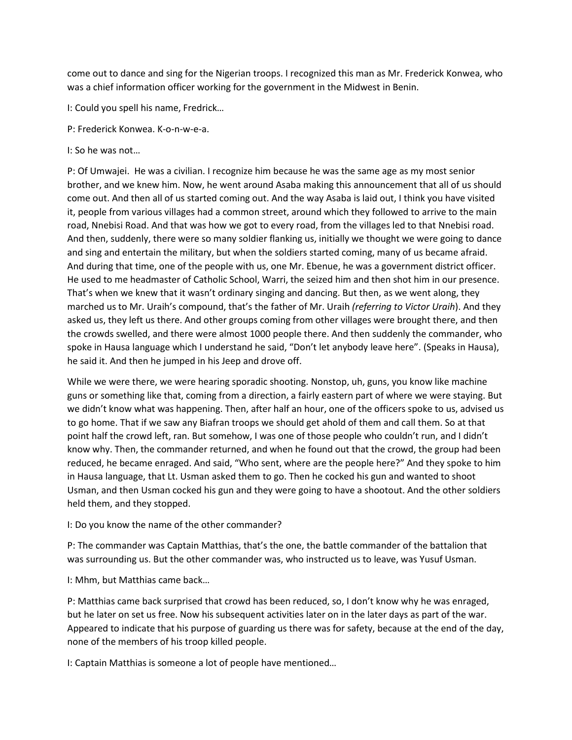come out to dance and sing for the Nigerian troops. I recognized this man as Mr. Frederick Konwea, who was a chief information officer working for the government in the Midwest in Benin.

I: Could you spell his name, Fredrick…

P: Frederick Konwea. K-o-n-w-e-a.

I: So he was not…

P: Of Umwajei. He was a civilian. I recognize him because he was the same age as my most senior brother, and we knew him. Now, he went around Asaba making this announcement that all of us should come out. And then all of us started coming out. And the way Asaba is laid out, I think you have visited it, people from various villages had a common street, around which they followed to arrive to the main road, Nnebisi Road. And that was how we got to every road, from the villages led to that Nnebisi road. And then, suddenly, there were so many soldier flanking us, initially we thought we were going to dance and sing and entertain the military, but when the soldiers started coming, many of us became afraid. And during that time, one of the people with us, one Mr. Ebenue, he was a government district officer. He used to me headmaster of Catholic School, Warri, the seized him and then shot him in our presence. That's when we knew that it wasn't ordinary singing and dancing. But then, as we went along, they marched us to Mr. Uraih's compound, that's the father of Mr. Uraih *(referring to Victor Uraih*). And they asked us, they left us there. And other groups coming from other villages were brought there, and then the crowds swelled, and there were almost 1000 people there. And then suddenly the commander, who spoke in Hausa language which I understand he said, "Don't let anybody leave here". (Speaks in Hausa), he said it. And then he jumped in his Jeep and drove off.

While we were there, we were hearing sporadic shooting. Nonstop, uh, guns, you know like machine guns or something like that, coming from a direction, a fairly eastern part of where we were staying. But we didn't know what was happening. Then, after half an hour, one of the officers spoke to us, advised us to go home. That if we saw any Biafran troops we should get ahold of them and call them. So at that point half the crowd left, ran. But somehow, I was one of those people who couldn't run, and I didn't know why. Then, the commander returned, and when he found out that the crowd, the group had been reduced, he became enraged. And said, "Who sent, where are the people here?" And they spoke to him in Hausa language, that Lt. Usman asked them to go. Then he cocked his gun and wanted to shoot Usman, and then Usman cocked his gun and they were going to have a shootout. And the other soldiers held them, and they stopped.

I: Do you know the name of the other commander?

P: The commander was Captain Matthias, that's the one, the battle commander of the battalion that was surrounding us. But the other commander was, who instructed us to leave, was Yusuf Usman.

I: Mhm, but Matthias came back…

P: Matthias came back surprised that crowd has been reduced, so, I don't know why he was enraged, but he later on set us free. Now his subsequent activities later on in the later days as part of the war. Appeared to indicate that his purpose of guarding us there was for safety, because at the end of the day, none of the members of his troop killed people.

I: Captain Matthias is someone a lot of people have mentioned…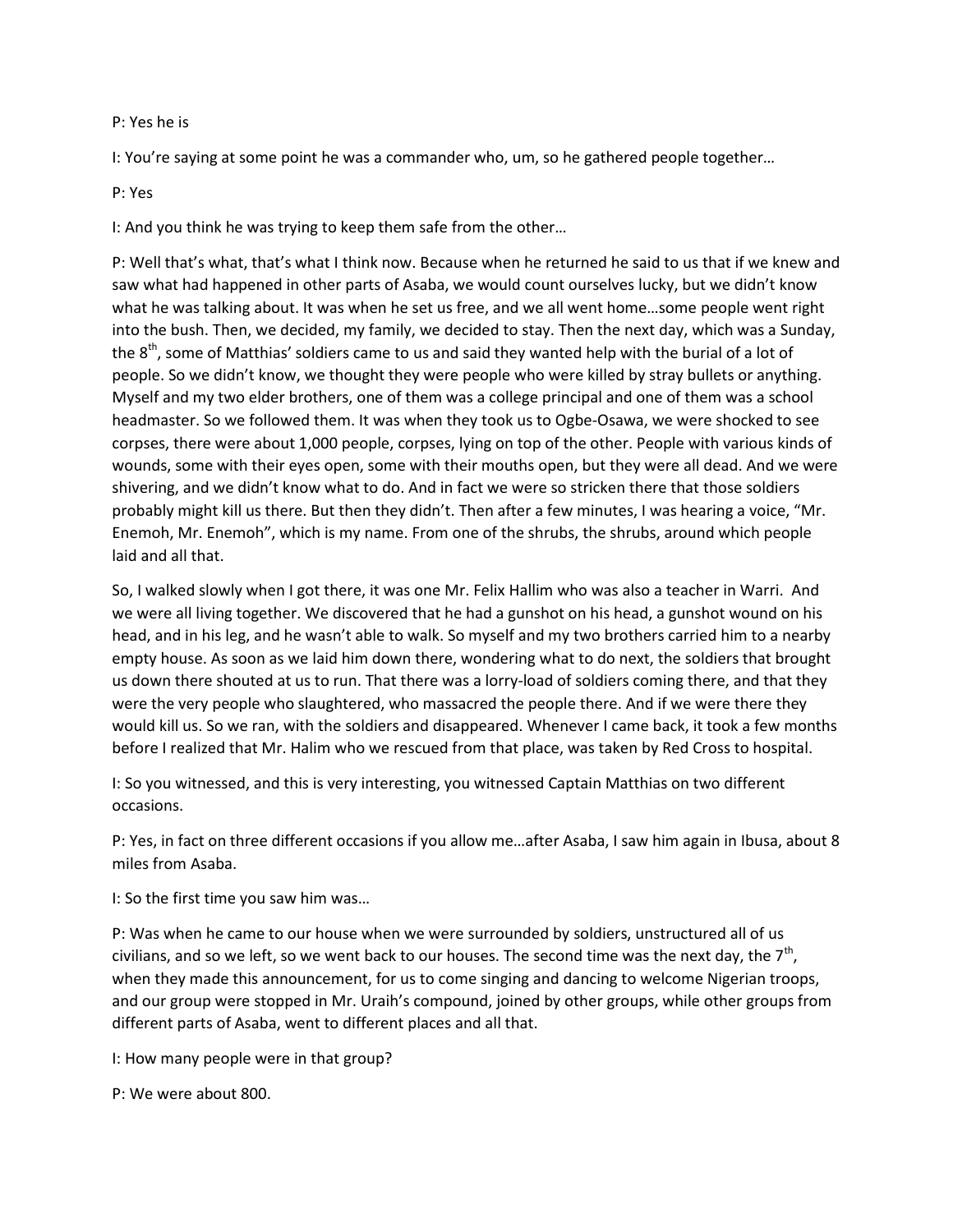P: Yes he is

I: You're saying at some point he was a commander who, um, so he gathered people together…

P: Yes

I: And you think he was trying to keep them safe from the other…

P: Well that's what, that's what I think now. Because when he returned he said to us that if we knew and saw what had happened in other parts of Asaba, we would count ourselves lucky, but we didn't know what he was talking about. It was when he set us free, and we all went home…some people went right into the bush. Then, we decided, my family, we decided to stay. Then the next day, which was a Sunday, the 8th, some of Matthias' soldiers came to us and said they wanted help with the burial of a lot of people. So we didn't know, we thought they were people who were killed by stray bullets or anything. Myself and my two elder brothers, one of them was a college principal and one of them was a school headmaster. So we followed them. It was when they took us to Ogbe-Osawa, we were shocked to see corpses, there were about 1,000 people, corpses, lying on top of the other. People with various kinds of wounds, some with their eyes open, some with their mouths open, but they were all dead. And we were shivering, and we didn't know what to do. And in fact we were so stricken there that those soldiers probably might kill us there. But then they didn't. Then after a few minutes, I was hearing a voice, "Mr. Enemoh, Mr. Enemoh", which is my name. From one of the shrubs, the shrubs, around which people laid and all that.

So, I walked slowly when I got there, it was one Mr. Felix Hallim who was also a teacher in Warri. And we were all living together. We discovered that he had a gunshot on his head, a gunshot wound on his head, and in his leg, and he wasn't able to walk. So myself and my two brothers carried him to a nearby empty house. As soon as we laid him down there, wondering what to do next, the soldiers that brought us down there shouted at us to run. That there was a lorry-load of soldiers coming there, and that they were the very people who slaughtered, who massacred the people there. And if we were there they would kill us. So we ran, with the soldiers and disappeared. Whenever I came back, it took a few months before I realized that Mr. Halim who we rescued from that place, was taken by Red Cross to hospital.

I: So you witnessed, and this is very interesting, you witnessed Captain Matthias on two different occasions.

P: Yes, in fact on three different occasions if you allow me…after Asaba, I saw him again in Ibusa, about 8 miles from Asaba.

I: So the first time you saw him was…

P: Was when he came to our house when we were surrounded by soldiers, unstructured all of us civilians, and so we left, so we went back to our houses. The second time was the next day, the 7th, when they made this announcement, for us to come singing and dancing to welcome Nigerian troops, and our group were stopped in Mr. Uraih's compound, joined by other groups, while other groups from different parts of Asaba, went to different places and all that.

I: How many people were in that group?

P: We were about 800.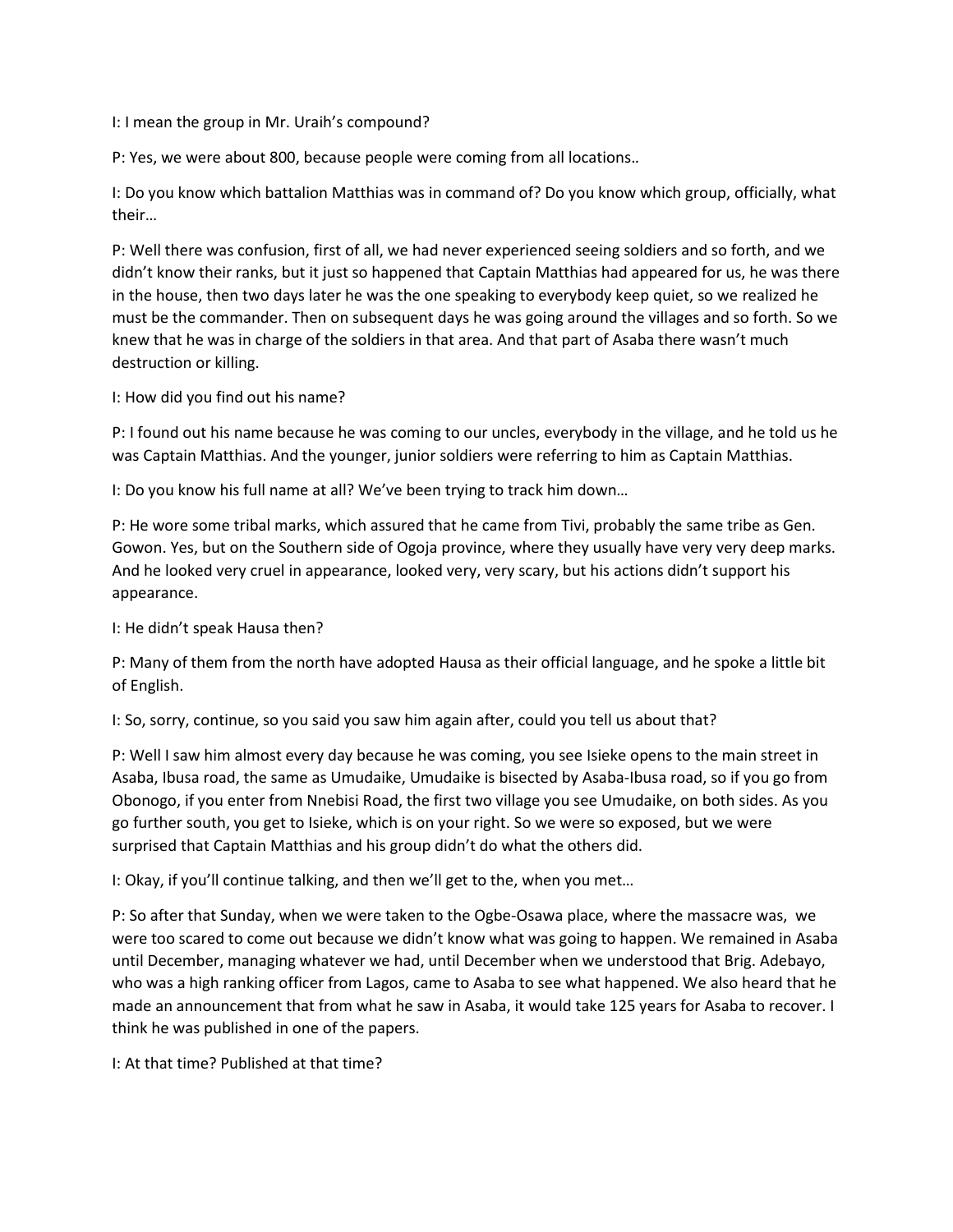I: I mean the group in Mr. Uraih's compound?

P: Yes, we were about 800, because people were coming from all locations..

I: Do you know which battalion Matthias was in command of? Do you know which group, officially, what their…

P: Well there was confusion, first of all, we had never experienced seeing soldiers and so forth, and we didn't know their ranks, but it just so happened that Captain Matthias had appeared for us, he was there in the house, then two days later he was the one speaking to everybody keep quiet, so we realized he must be the commander. Then on subsequent days he was going around the villages and so forth. So we knew that he was in charge of the soldiers in that area. And that part of Asaba there wasn't much destruction or killing.

I: How did you find out his name?

P: I found out his name because he was coming to our uncles, everybody in the village, and he told us he was Captain Matthias. And the younger, junior soldiers were referring to him as Captain Matthias.

I: Do you know his full name at all? We've been trying to track him down…

P: He wore some tribal marks, which assured that he came from Tivi, probably the same tribe as Gen. Gowon. Yes, but on the Southern side of Ogoja province, where they usually have very very deep marks. And he looked very cruel in appearance, looked very, very scary, but his actions didn't support his appearance.

I: He didn't speak Hausa then?

P: Many of them from the north have adopted Hausa as their official language, and he spoke a little bit of English.

I: So, sorry, continue, so you said you saw him again after, could you tell us about that?

P: Well I saw him almost every day because he was coming, you see Isieke opens to the main street in Asaba, Ibusa road, the same as Umudaike, Umudaike is bisected by Asaba-Ibusa road, so if you go from Obonogo, if you enter from Nnebisi Road, the first two village you see Umudaike, on both sides. As you go further south, you get to Isieke, which is on your right. So we were so exposed, but we were surprised that Captain Matthias and his group didn't do what the others did.

I: Okay, if you'll continue talking, and then we'll get to the, when you met…

P: So after that Sunday, when we were taken to the Ogbe-Osawa place, where the massacre was, we were too scared to come out because we didn't know what was going to happen. We remained in Asaba until December, managing whatever we had, until December when we understood that Brig. Adebayo, who was a high ranking officer from Lagos, came to Asaba to see what happened. We also heard that he made an announcement that from what he saw in Asaba, it would take 125 years for Asaba to recover. I think he was published in one of the papers.

I: At that time? Published at that time?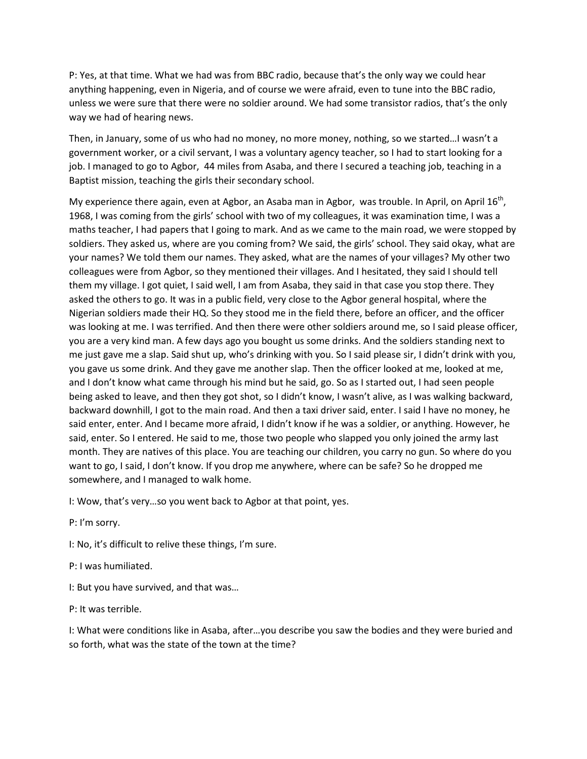P: Yes, at that time. What we had was from BBC radio, because that's the only way we could hear anything happening, even in Nigeria, and of course we were afraid, even to tune into the BBC radio, unless we were sure that there were no soldier around. We had some transistor radios, that's the only way we had of hearing news.

Then, in January, some of us who had no money, no more money, nothing, so we started…I wasn't a government worker, or a civil servant, I was a voluntary agency teacher, so I had to start looking for a job. I managed to go to Agbor, 44 miles from Asaba, and there I secured a teaching job, teaching in a Baptist mission, teaching the girls their secondary school.

My experience there again, even at Agbor, an Asaba man in Agbor, was trouble. In April, on April 16th, 1968, I was coming from the girls' school with two of my colleagues, it was examination time, I was a maths teacher, I had papers that I going to mark. And as we came to the main road, we were stopped by soldiers. They asked us, where are you coming from? We said, the girls' school. They said okay, what are your names? We told them our names. They asked, what are the names of your villages? My other two colleagues were from Agbor, so they mentioned their villages. And I hesitated, they said I should tell them my village. I got quiet, I said well, I am from Asaba, they said in that case you stop there. They asked the others to go. It was in a public field, very close to the Agbor general hospital, where the Nigerian soldiers made their HQ. So they stood me in the field there, before an officer, and the officer was looking at me. I was terrified. And then there were other soldiers around me, so I said please officer, you are a very kind man. A few days ago you bought us some drinks. And the soldiers standing next to me just gave me a slap. Said shut up, who's drinking with you. So I said please sir, I didn't drink with you, you gave us some drink. And they gave me another slap. Then the officer looked at me, looked at me, and I don't know what came through his mind but he said, go. So as I started out, I had seen people being asked to leave, and then they got shot, so I didn't know, I wasn't alive, as I was walking backward, backward downhill, I got to the main road. And then a taxi driver said, enter. I said I have no money, he said enter, enter. And I became more afraid, I didn't know if he was a soldier, or anything. However, he said, enter. So I entered. He said to me, those two people who slapped you only joined the army last month. They are natives of this place. You are teaching our children, you carry no gun. So where do you want to go, I said, I don't know. If you drop me anywhere, where can be safe? So he dropped me somewhere, and I managed to walk home.

I: Wow, that's very…so you went back to Agbor at that point, yes.

P: I'm sorry.

I: No, it's difficult to relive these things, I'm sure.

P: I was humiliated.

I: But you have survived, and that was…

P: It was terrible.

I: What were conditions like in Asaba, after…you describe you saw the bodies and they were buried and so forth, what was the state of the town at the time?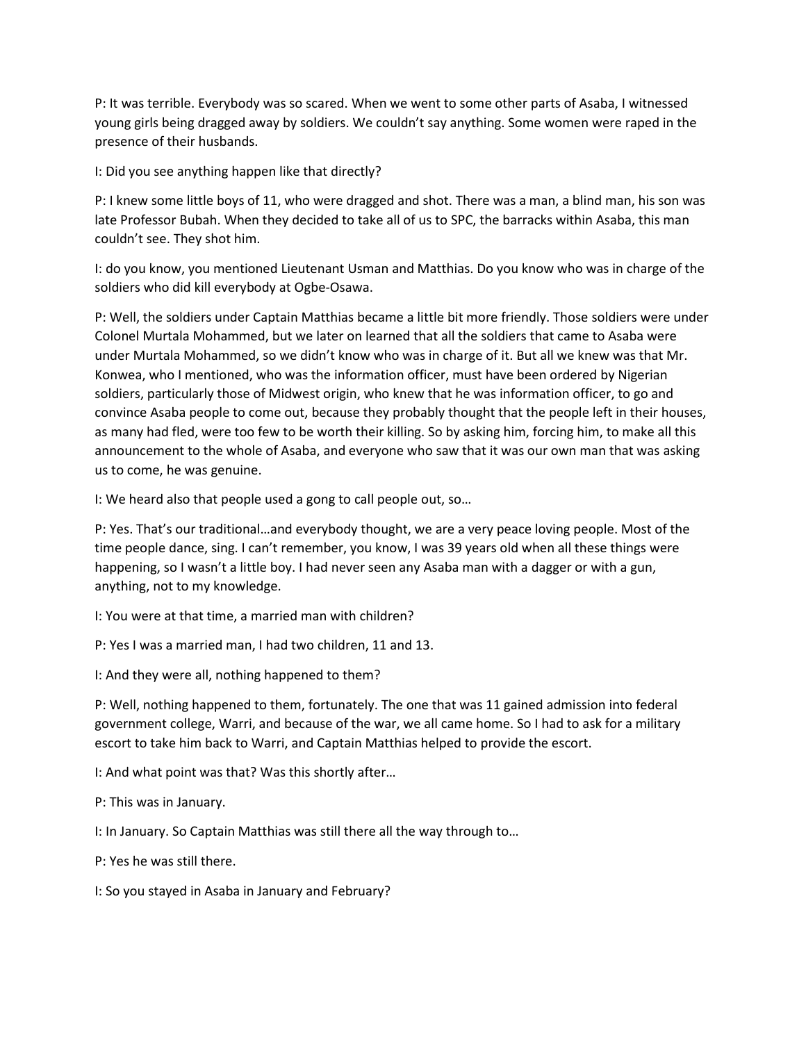P: It was terrible. Everybody was so scared. When we went to some other parts of Asaba, I witnessed young girls being dragged away by soldiers. We couldn't say anything. Some women were raped in the presence of their husbands.

I: Did you see anything happen like that directly?

P: I knew some little boys of 11, who were dragged and shot. There was a man, a blind man, his son was late Professor Bubah. When they decided to take all of us to SPC, the barracks within Asaba, this man couldn't see. They shot him.

I: do you know, you mentioned Lieutenant Usman and Matthias. Do you know who was in charge of the soldiers who did kill everybody at Ogbe-Osawa.

P: Well, the soldiers under Captain Matthias became a little bit more friendly. Those soldiers were under Colonel Murtala Mohammed, but we later on learned that all the soldiers that came to Asaba were under Murtala Mohammed, so we didn't know who was in charge of it. But all we knew was that Mr. Konwea, who I mentioned, who was the information officer, must have been ordered by Nigerian soldiers, particularly those of Midwest origin, who knew that he was information officer, to go and convince Asaba people to come out, because they probably thought that the people left in their houses, as many had fled, were too few to be worth their killing. So by asking him, forcing him, to make all this announcement to the whole of Asaba, and everyone who saw that it was our own man that was asking us to come, he was genuine.

I: We heard also that people used a gong to call people out, so…

P: Yes. That's our traditional…and everybody thought, we are a very peace loving people. Most of the time people dance, sing. I can't remember, you know, I was 39 years old when all these things were happening, so I wasn't a little boy. I had never seen any Asaba man with a dagger or with a gun, anything, not to my knowledge.

I: You were at that time, a married man with children?

P: Yes I was a married man, I had two children, 11 and 13.

I: And they were all, nothing happened to them?

P: Well, nothing happened to them, fortunately. The one that was 11 gained admission into federal government college, Warri, and because of the war, we all came home. So I had to ask for a military escort to take him back to Warri, and Captain Matthias helped to provide the escort.

I: And what point was that? Was this shortly after…

P: This was in January.

I: In January. So Captain Matthias was still there all the way through to…

P: Yes he was still there.

I: So you stayed in Asaba in January and February?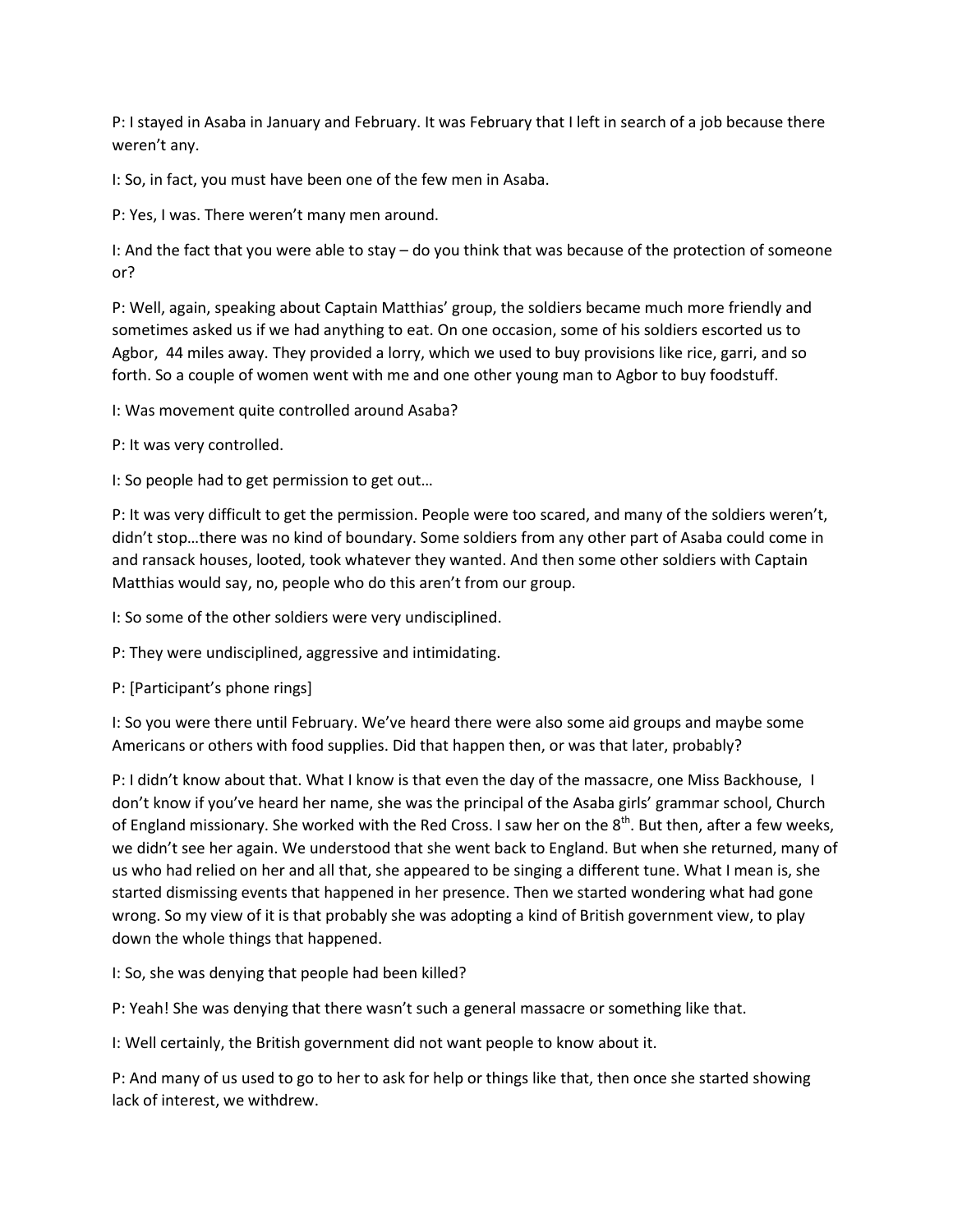P: I stayed in Asaba in January and February. It was February that I left in search of a job because there weren't any.

I: So, in fact, you must have been one of the few men in Asaba.

P: Yes, I was. There weren't many men around.

I: And the fact that you were able to stay – do you think that was because of the protection of someone or?

P: Well, again, speaking about Captain Matthias' group, the soldiers became much more friendly and sometimes asked us if we had anything to eat. On one occasion, some of his soldiers escorted us to Agbor, 44 miles away. They provided a lorry, which we used to buy provisions like rice, garri, and so forth. So a couple of women went with me and one other young man to Agbor to buy foodstuff.

I: Was movement quite controlled around Asaba?

P: It was very controlled.

I: So people had to get permission to get out…

P: It was very difficult to get the permission. People were too scared, and many of the soldiers weren't, didn't stop…there was no kind of boundary. Some soldiers from any other part of Asaba could come in and ransack houses, looted, took whatever they wanted. And then some other soldiers with Captain Matthias would say, no, people who do this aren't from our group.

I: So some of the other soldiers were very undisciplined.

P: They were undisciplined, aggressive and intimidating.

P: [Participant's phone rings]

I: So you were there until February. We've heard there were also some aid groups and maybe some Americans or others with food supplies. Did that happen then, or was that later, probably?

P: I didn't know about that. What I know is that even the day of the massacre, one Miss Backhouse, I don't know if you've heard her name, she was the principal of the Asaba girls' grammar school, Church of England missionary. She worked with the Red Cross. I saw her on the 8th. But then, after a few weeks, we didn't see her again. We understood that she went back to England. But when she returned, many of us who had relied on her and all that, she appeared to be singing a different tune. What I mean is, she started dismissing events that happened in her presence. Then we started wondering what had gone wrong. So my view of it is that probably she was adopting a kind of British government view, to play down the whole things that happened.

I: So, she was denying that people had been killed?

P: Yeah! She was denying that there wasn't such a general massacre or something like that.

I: Well certainly, the British government did not want people to know about it.

P: And many of us used to go to her to ask for help or things like that, then once she started showing lack of interest, we withdrew.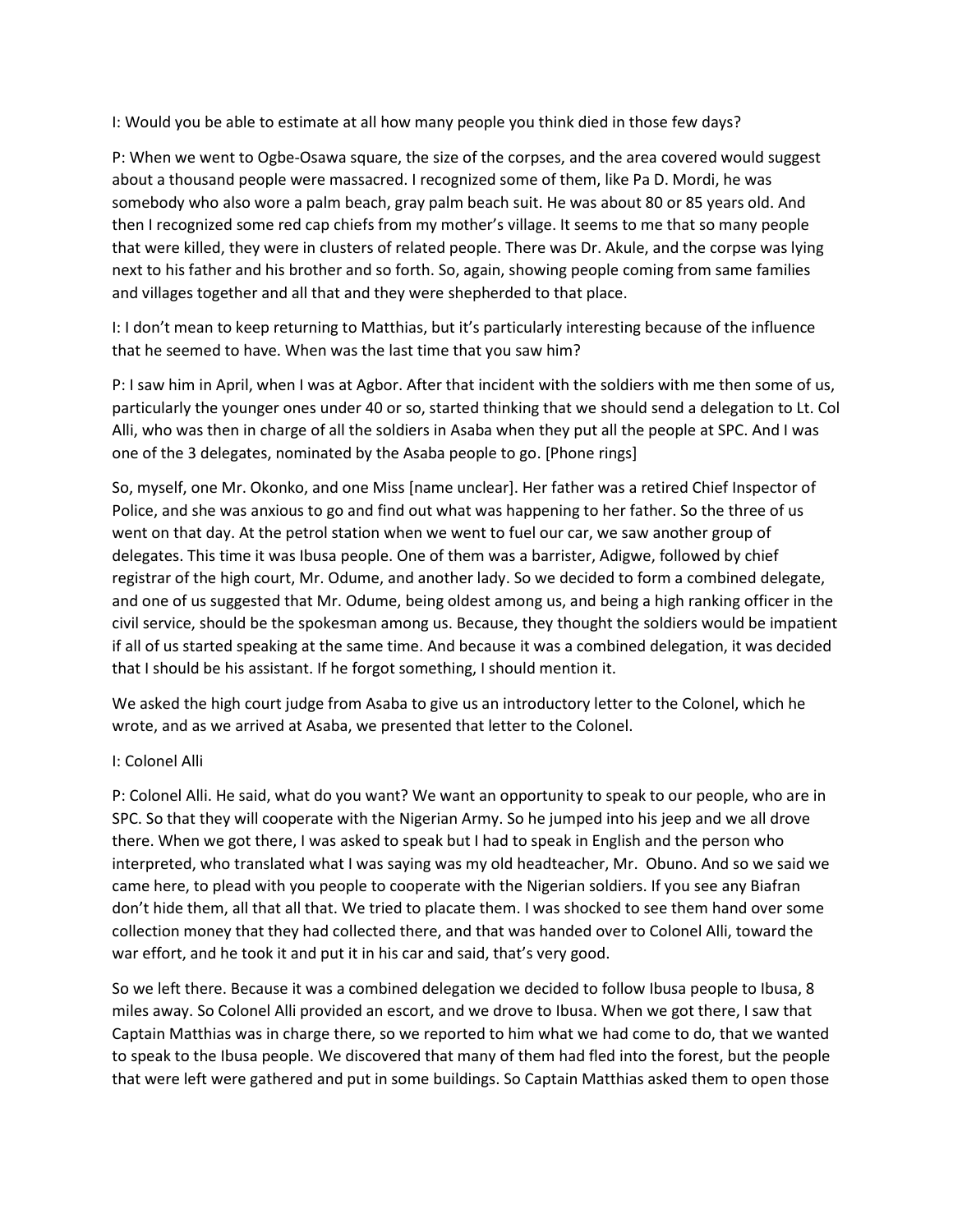I: Would you be able to estimate at all how many people you think died in those few days?

P: When we went to Ogbe-Osawa square, the size of the corpses, and the area covered would suggest about a thousand people were massacred. I recognized some of them, like Pa D. Mordi, he was somebody who also wore a palm beach, gray palm beach suit. He was about 80 or 85 years old. And then I recognized some red cap chiefs from my mother's village. It seems to me that so many people that were killed, they were in clusters of related people. There was Dr. Akule, and the corpse was lying next to his father and his brother and so forth. So, again, showing people coming from same families and villages together and all that and they were shepherded to that place.

I: I don't mean to keep returning to Matthias, but it's particularly interesting because of the influence that he seemed to have. When was the last time that you saw him?

P: I saw him in April, when I was at Agbor. After that incident with the soldiers with me then some of us, particularly the younger ones under 40 or so, started thinking that we should send a delegation to Lt. Col Alli, who was then in charge of all the soldiers in Asaba when they put all the people at SPC. And I was one of the 3 delegates, nominated by the Asaba people to go. [Phone rings]

So, myself, one Mr. Okonko, and one Miss [name unclear]. Her father was a retired Chief Inspector of Police, and she was anxious to go and find out what was happening to her father. So the three of us went on that day. At the petrol station when we went to fuel our car, we saw another group of delegates. This time it was Ibusa people. One of them was a barrister, Adigwe, followed by chief registrar of the high court, Mr. Odume, and another lady. So we decided to form a combined delegate, and one of us suggested that Mr. Odume, being oldest among us, and being a high ranking officer in the civil service, should be the spokesman among us. Because, they thought the soldiers would be impatient if all of us started speaking at the same time. And because it was a combined delegation, it was decided that I should be his assistant. If he forgot something, I should mention it.

We asked the high court judge from Asaba to give us an introductory letter to the Colonel, which he wrote, and as we arrived at Asaba, we presented that letter to the Colonel.

I: Colonel Alli

P: Colonel Alli. He said, what do you want? We want an opportunity to speak to our people, who are in SPC. So that they will cooperate with the Nigerian Army. So he jumped into his jeep and we all drove there. When we got there, I was asked to speak but I had to speak in English and the person who interpreted, who translated what I was saying was my old headteacher, Mr. Obuno. And so we said we came here, to plead with you people to cooperate with the Nigerian soldiers. If you see any Biafran don't hide them, all that all that. We tried to placate them. I was shocked to see them hand over some collection money that they had collected there, and that was handed over to Colonel Alli, toward the war effort, and he took it and put it in his car and said, that's very good.

So we left there. Because it was a combined delegation we decided to follow Ibusa people to Ibusa, 8 miles away. So Colonel Alli provided an escort, and we drove to Ibusa. When we got there, I saw that Captain Matthias was in charge there, so we reported to him what we had come to do, that we wanted to speak to the Ibusa people. We discovered that many of them had fled into the forest, but the people that were left were gathered and put in some buildings. So Captain Matthias asked them to open those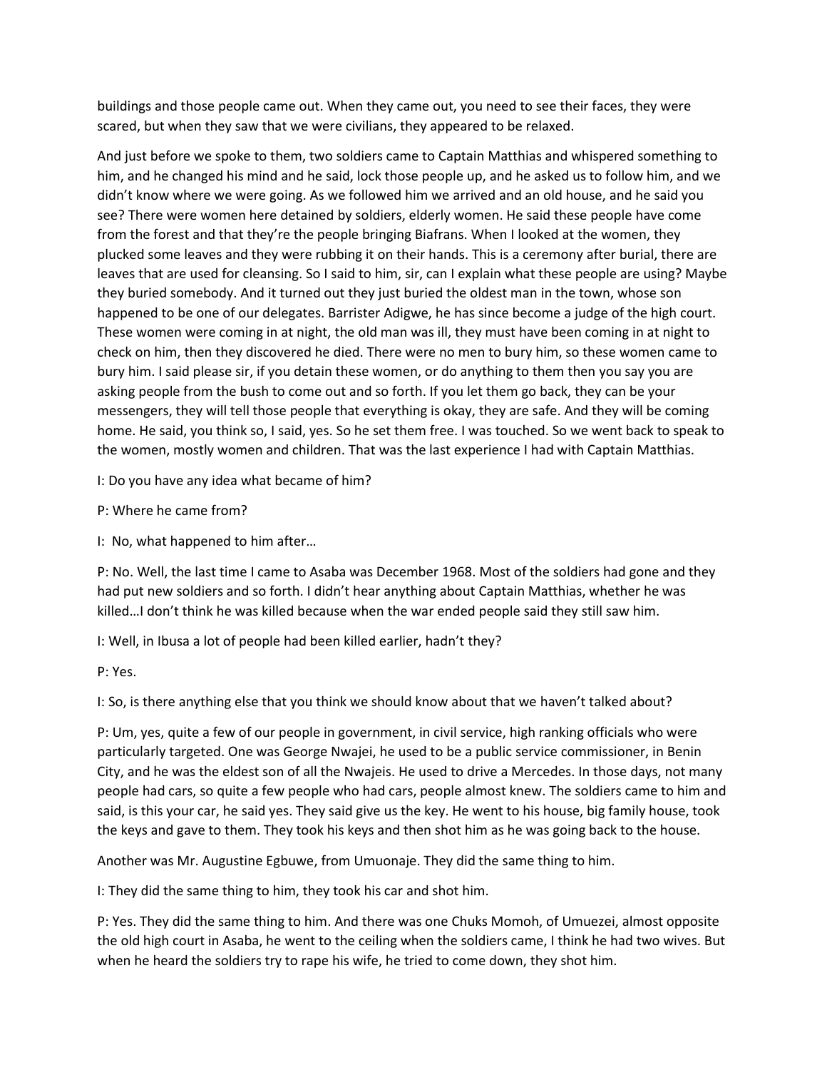buildings and those people came out. When they came out, you need to see their faces, they were scared, but when they saw that we were civilians, they appeared to be relaxed.

And just before we spoke to them, two soldiers came to Captain Matthias and whispered something to him, and he changed his mind and he said, lock those people up, and he asked us to follow him, and we didn't know where we were going. As we followed him we arrived and an old house, and he said you see? There were women here detained by soldiers, elderly women. He said these people have come from the forest and that they're the people bringing Biafrans. When I looked at the women, they plucked some leaves and they were rubbing it on their hands. This is a ceremony after burial, there are leaves that are used for cleansing. So I said to him, sir, can I explain what these people are using? Maybe they buried somebody. And it turned out they just buried the oldest man in the town, whose son happened to be one of our delegates. Barrister Adigwe, he has since become a judge of the high court. These women were coming in at night, the old man was ill, they must have been coming in at night to check on him, then they discovered he died. There were no men to bury him, so these women came to bury him. I said please sir, if you detain these women, or do anything to them then you say you are asking people from the bush to come out and so forth. If you let them go back, they can be your messengers, they will tell those people that everything is okay, they are safe. And they will be coming home. He said, you think so, I said, yes. So he set them free. I was touched. So we went back to speak to the women, mostly women and children. That was the last experience I had with Captain Matthias.

I: Do you have any idea what became of him?

P: Where he came from?

I: No, what happened to him after…

P: No. Well, the last time I came to Asaba was December 1968. Most of the soldiers had gone and they had put new soldiers and so forth. I didn't hear anything about Captain Matthias, whether he was killed…I don't think he was killed because when the war ended people said they still saw him.

I: Well, in Ibusa a lot of people had been killed earlier, hadn't they?

P: Yes.

I: So, is there anything else that you think we should know about that we haven't talked about?

P: Um, yes, quite a few of our people in government, in civil service, high ranking officials who were particularly targeted. One was George Nwajei, he used to be a public service commissioner, in Benin City, and he was the eldest son of all the Nwajeis. He used to drive a Mercedes. In those days, not many people had cars, so quite a few people who had cars, people almost knew. The soldiers came to him and said, is this your car, he said yes. They said give us the key. He went to his house, big family house, took the keys and gave to them. They took his keys and then shot him as he was going back to the house.

Another was Mr. Augustine Egbuwe, from Umuonaje. They did the same thing to him.

I: They did the same thing to him, they took his car and shot him.

P: Yes. They did the same thing to him. And there was one Chuks Momoh, of Umuezei, almost opposite the old high court in Asaba, he went to the ceiling when the soldiers came, I think he had two wives. But when he heard the soldiers try to rape his wife, he tried to come down, they shot him.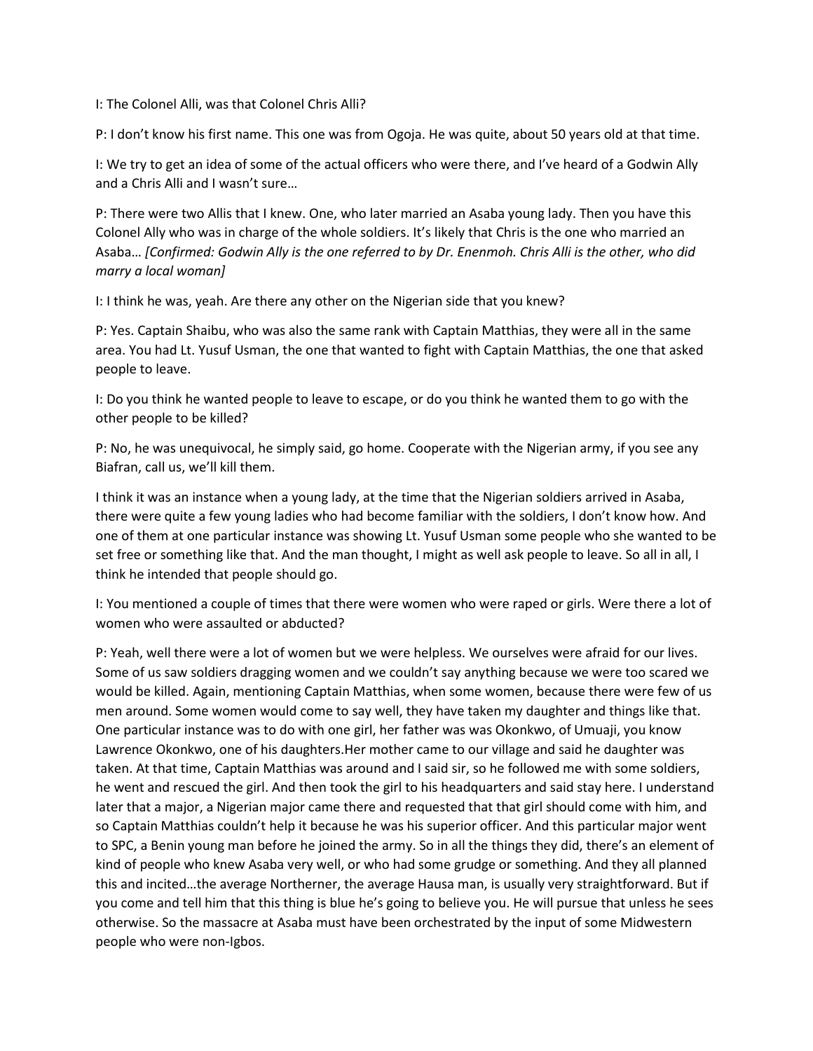I: The Colonel Alli, was that Colonel Chris Alli?

P: I don't know his first name. This one was from Ogoja. He was quite, about 50 years old at that time.

I: We try to get an idea of some of the actual officers who were there, and I've heard of a Godwin Ally and a Chris Alli and I wasn't sure…

P: There were two Allis that I knew. One, who later married an Asaba young lady. Then you have this Colonel Ally who was in charge of the whole soldiers. It's likely that Chris is the one who married an Asaba… *[Confirmed: Godwin Ally is the one referred to by Dr. Enenmoh. Chris Alli is the other, who did marry a local woman]*

I: I think he was, yeah. Are there any other on the Nigerian side that you knew?

P: Yes. Captain Shaibu, who was also the same rank with Captain Matthias, they were all in the same area. You had Lt. Yusuf Usman, the one that wanted to fight with Captain Matthias, the one that asked people to leave.

I: Do you think he wanted people to leave to escape, or do you think he wanted them to go with the other people to be killed?

P: No, he was unequivocal, he simply said, go home. Cooperate with the Nigerian army, if you see any Biafran, call us, we'll kill them.

I think it was an instance when a young lady, at the time that the Nigerian soldiers arrived in Asaba, there were quite a few young ladies who had become familiar with the soldiers, I don't know how. And one of them at one particular instance was showing Lt. Yusuf Usman some people who she wanted to be set free or something like that. And the man thought, I might as well ask people to leave. So all in all, I think he intended that people should go.

I: You mentioned a couple of times that there were women who were raped or girls. Were there a lot of women who were assaulted or abducted?

P: Yeah, well there were a lot of women but we were helpless. We ourselves were afraid for our lives. Some of us saw soldiers dragging women and we couldn't say anything because we were too scared we would be killed. Again, mentioning Captain Matthias, when some women, because there were few of us men around. Some women would come to say well, they have taken my daughter and things like that. One particular instance was to do with one girl, her father was was Okonkwo, of Umuaji, you know Lawrence Okonkwo, one of his daughters.Her mother came to our village and said he daughter was taken. At that time, Captain Matthias was around and I said sir, so he followed me with some soldiers, he went and rescued the girl. And then took the girl to his headquarters and said stay here. I understand later that a major, a Nigerian major came there and requested that that girl should come with him, and so Captain Matthias couldn't help it because he was his superior officer. And this particular major went to SPC, a Benin young man before he joined the army. So in all the things they did, there's an element of kind of people who knew Asaba very well, or who had some grudge or something. And they all planned this and incited…the average Northerner, the average Hausa man, is usually very straightforward. But if you come and tell him that this thing is blue he's going to believe you. He will pursue that unless he sees otherwise. So the massacre at Asaba must have been orchestrated by the input of some Midwestern people who were non-Igbos.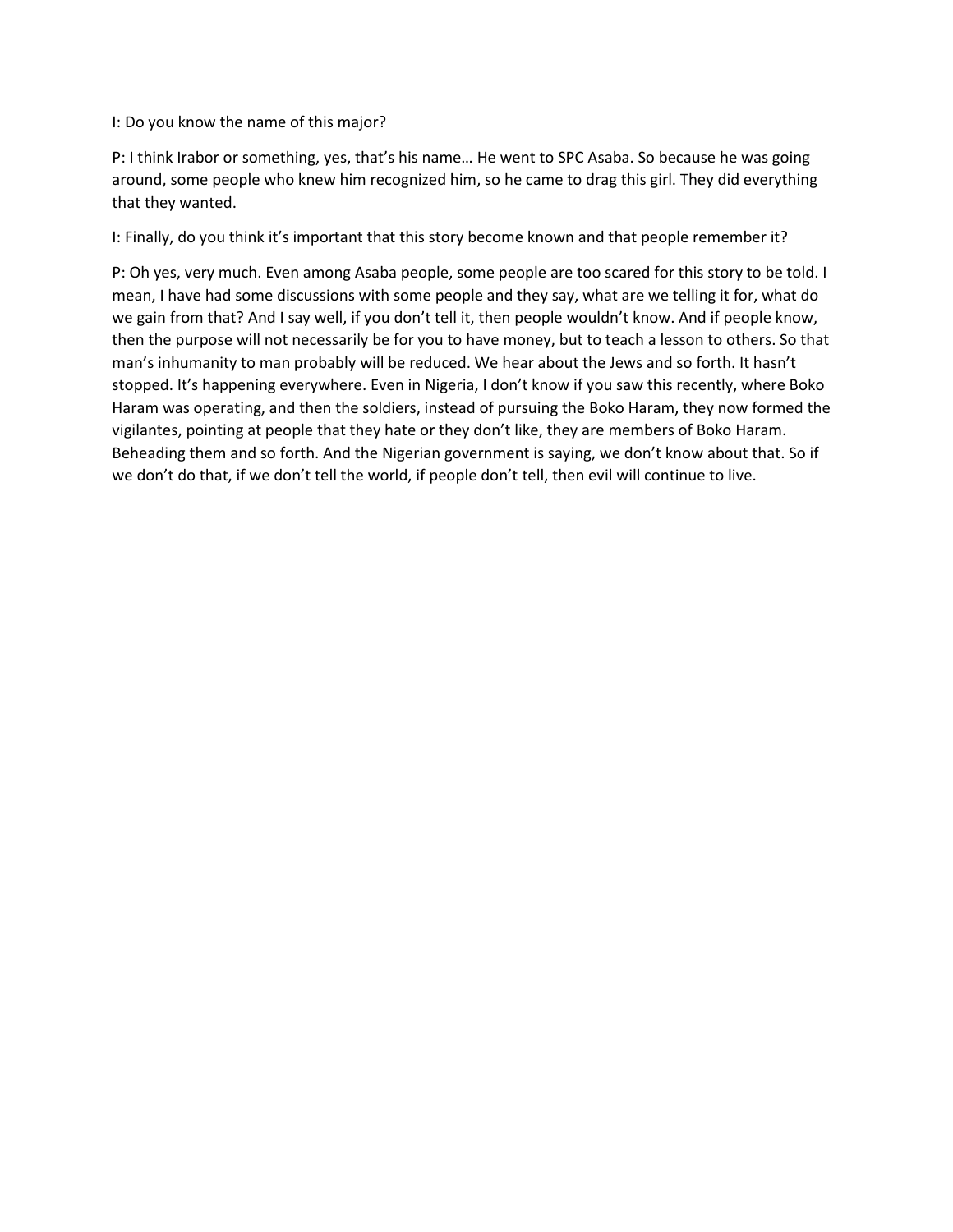I: Do you know the name of this major?

P: I think Irabor or something, yes, that's his name… He went to SPC Asaba. So because he was going around, some people who knew him recognized him, so he came to drag this girl. They did everything that they wanted.

I: Finally, do you think it's important that this story become known and that people remember it?

P: Oh yes, very much. Even among Asaba people, some people are too scared for this story to be told. I mean, I have had some discussions with some people and they say, what are we telling it for, what do we gain from that? And I say well, if you don't tell it, then people wouldn't know. And if people know, then the purpose will not necessarily be for you to have money, but to teach a lesson to others. So that man's inhumanity to man probably will be reduced. We hear about the Jews and so forth. It hasn't stopped. It's happening everywhere. Even in Nigeria, I don't know if you saw this recently, where Boko Haram was operating, and then the soldiers, instead of pursuing the Boko Haram, they now formed the vigilantes, pointing at people that they hate or they don't like, they are members of Boko Haram. Beheading them and so forth. And the Nigerian government is saying, we don't know about that. So if we don't do that, if we don't tell the world, if people don't tell, then evil will continue to live.